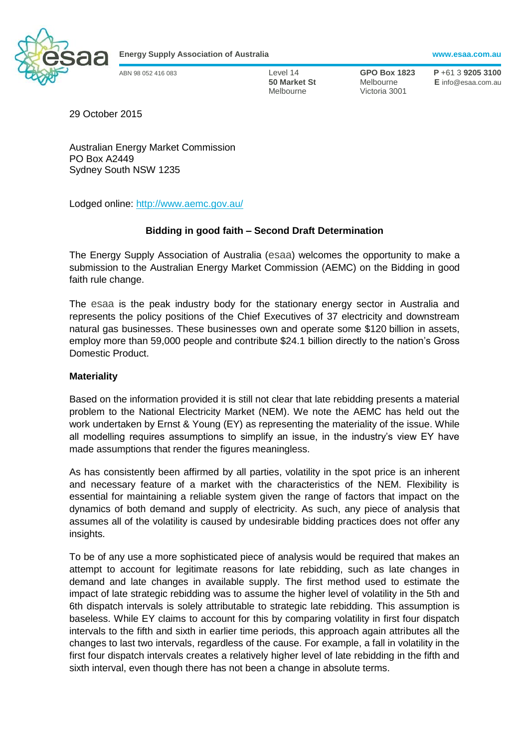**Energy Supply Association of Australia** www.esaa.com.au

ABN 98 052 416 083

Level 14
**50 Market St**
Melbourne

**GPO Box 1823**
Melbourne
Victoria 3001

**P** +61 3 **9205 3100**
**E** info@esaa.com.au

29 October 2015

Australian Energy Market Commission
PO Box A2449
Sydney South NSW 1235

Lodged online: http://www.aemc.gov.au/

**Bidding in good faith – Second Draft Determination**

The Energy Supply Association of Australia (esaa) welcomes the opportunity to make a submission to the Australian Energy Market Commission (AEMC) on the Bidding in good faith rule change.

The esaa is the peak industry body for the stationary energy sector in Australia and represents the policy positions of the Chief Executives of 37 electricity and downstream natural gas businesses. These businesses own and operate some $120 billion in assets, employ more than 59,000 people and contribute $24.1 billion directly to the nation's Gross Domestic Product.

**Materiality**

Based on the information provided it is still not clear that late rebidding presents a material problem to the National Electricity Market (NEM). We note the AEMC has held out the work undertaken by Ernst & Young (EY) as representing the materiality of the issue. While all modelling requires assumptions to simplify an issue, in the industry's view EY have made assumptions that render the figures meaningless.

As has consistently been affirmed by all parties, volatility in the spot price is an inherent and necessary feature of a market with the characteristics of the NEM. Flexibility is essential for maintaining a reliable system given the range of factors that impact on the dynamics of both demand and supply of electricity. As such, any piece of analysis that assumes all of the volatility is caused by undesirable bidding practices does not offer any insights.

To be of any use a more sophisticated piece of analysis would be required that makes an attempt to account for legitimate reasons for late rebidding, such as late changes in demand and late changes in available supply. The first method used to estimate the impact of late strategic rebidding was to assume the higher level of volatility in the 5th and 6th dispatch intervals is solely attributable to strategic late rebidding. This assumption is baseless. While EY claims to account for this by comparing volatility in first four dispatch intervals to the fifth and sixth in earlier time periods, this approach again attributes all the changes to last two intervals, regardless of the cause. For example, a fall in volatility in the first four dispatch intervals creates a relatively higher level of late rebidding in the fifth and sixth interval, even though there has not been a change in absolute terms.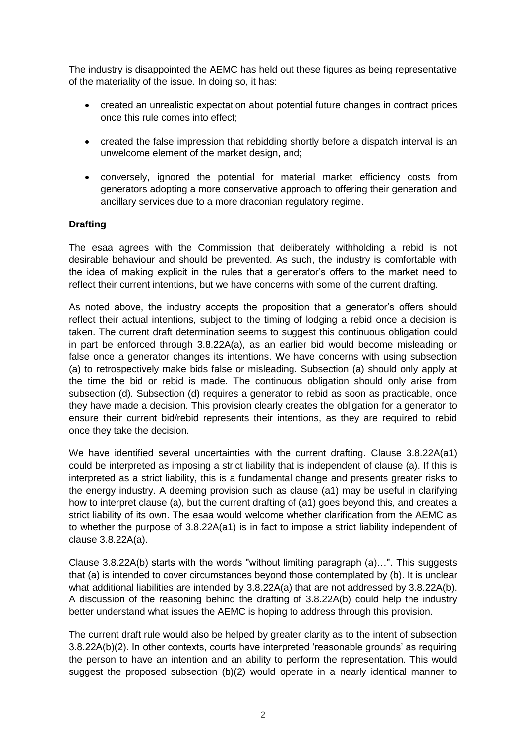The industry is disappointed the AEMC has held out these figures as being representative of the materiality of the issue. In doing so, it has:

- created an unrealistic expectation about potential future changes in contract prices once this rule comes into effect;
- created the false impression that rebidding shortly before a dispatch interval is an unwelcome element of the market design, and;
- conversely, ignored the potential for material market efficiency costs from generators adopting a more conservative approach to offering their generation and ancillary services due to a more draconian regulatory regime.

**Drafting**

The esaa agrees with the Commission that deliberately withholding a rebid is not desirable behaviour and should be prevented. As such, the industry is comfortable with the idea of making explicit in the rules that a generator's offers to the market need to reflect their current intentions, but we have concerns with some of the current drafting.

As noted above, the industry accepts the proposition that a generator's offers should reflect their actual intentions, subject to the timing of lodging a rebid once a decision is taken. The current draft determination seems to suggest this continuous obligation could in part be enforced through 3.8.22A(a), as an earlier bid would become misleading or false once a generator changes its intentions. We have concerns with using subsection (a) to retrospectively make bids false or misleading. Subsection (a) should only apply at the time the bid or rebid is made. The continuous obligation should only arise from subsection (d). Subsection (d) requires a generator to rebid as soon as practicable, once they have made a decision. This provision clearly creates the obligation for a generator to ensure their current bid/rebid represents their intentions, as they are required to rebid once they take the decision.

We have identified several uncertainties with the current drafting. Clause 3.8.22A(a1) could be interpreted as imposing a strict liability that is independent of clause (a). If this is interpreted as a strict liability, this is a fundamental change and presents greater risks to the energy industry. A deeming provision such as clause (a1) may be useful in clarifying how to interpret clause (a), but the current drafting of (a1) goes beyond this, and creates a strict liability of its own. The esaa would welcome whether clarification from the AEMC as to whether the purpose of 3.8.22A(a1) is in fact to impose a strict liability independent of clause 3.8.22A(a).

Clause 3.8.22A(b) starts with the words "without limiting paragraph (a)…". This suggests that (a) is intended to cover circumstances beyond those contemplated by (b). It is unclear what additional liabilities are intended by 3.8.22A(a) that are not addressed by 3.8.22A(b). A discussion of the reasoning behind the drafting of 3.8.22A(b) could help the industry better understand what issues the AEMC is hoping to address through this provision.

The current draft rule would also be helped by greater clarity as to the intent of subsection 3.8.22A(b)(2). In other contexts, courts have interpreted 'reasonable grounds' as requiring the person to have an intention and an ability to perform the representation. This would suggest the proposed subsection (b)(2) would operate in a nearly identical manner to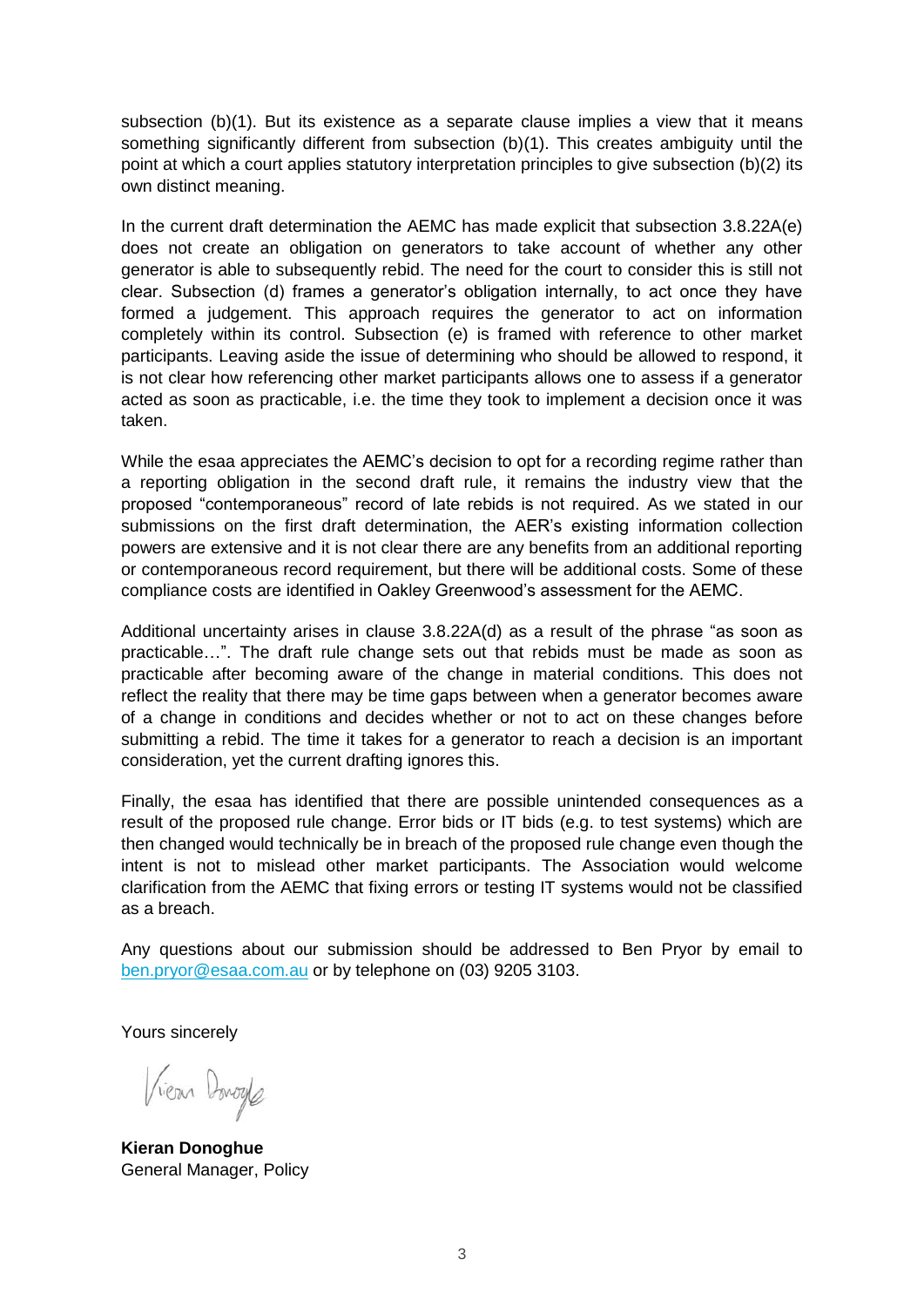subsection (b)(1). But its existence as a separate clause implies a view that it means something significantly different from subsection (b)(1). This creates ambiguity until the point at which a court applies statutory interpretation principles to give subsection (b)(2) its own distinct meaning.

In the current draft determination the AEMC has made explicit that subsection 3.8.22A(e) does not create an obligation on generators to take account of whether any other generator is able to subsequently rebid. The need for the court to consider this is still not clear. Subsection (d) frames a generator's obligation internally, to act once they have formed a judgement. This approach requires the generator to act on information completely within its control. Subsection (e) is framed with reference to other market participants. Leaving aside the issue of determining who should be allowed to respond, it is not clear how referencing other market participants allows one to assess if a generator acted as soon as practicable, i.e. the time they took to implement a decision once it was taken.

While the esaa appreciates the AEMC's decision to opt for a recording regime rather than a reporting obligation in the second draft rule, it remains the industry view that the proposed "contemporaneous" record of late rebids is not required. As we stated in our submissions on the first draft determination, the AER's existing information collection powers are extensive and it is not clear there are any benefits from an additional reporting or contemporaneous record requirement, but there will be additional costs. Some of these compliance costs are identified in Oakley Greenwood's assessment for the AEMC.

Additional uncertainty arises in clause 3.8.22A(d) as a result of the phrase "as soon as practicable…". The draft rule change sets out that rebids must be made as soon as practicable after becoming aware of the change in material conditions. This does not reflect the reality that there may be time gaps between when a generator becomes aware of a change in conditions and decides whether or not to act on these changes before submitting a rebid. The time it takes for a generator to reach a decision is an important consideration, yet the current drafting ignores this.

Finally, the esaa has identified that there are possible unintended consequences as a result of the proposed rule change. Error bids or IT bids (e.g. to test systems) which are then changed would technically be in breach of the proposed rule change even though the intent is not to mislead other market participants. The Association would welcome clarification from the AEMC that fixing errors or testing IT systems would not be classified as a breach.

Any questions about our submission should be addressed to Ben Pryor by email to ben.pryor@esaa.com.au or by telephone on (03) 9205 3103.

Yours sincerely

Kieran Donoghue

**Kieran Donoghue**
General Manager, Policy